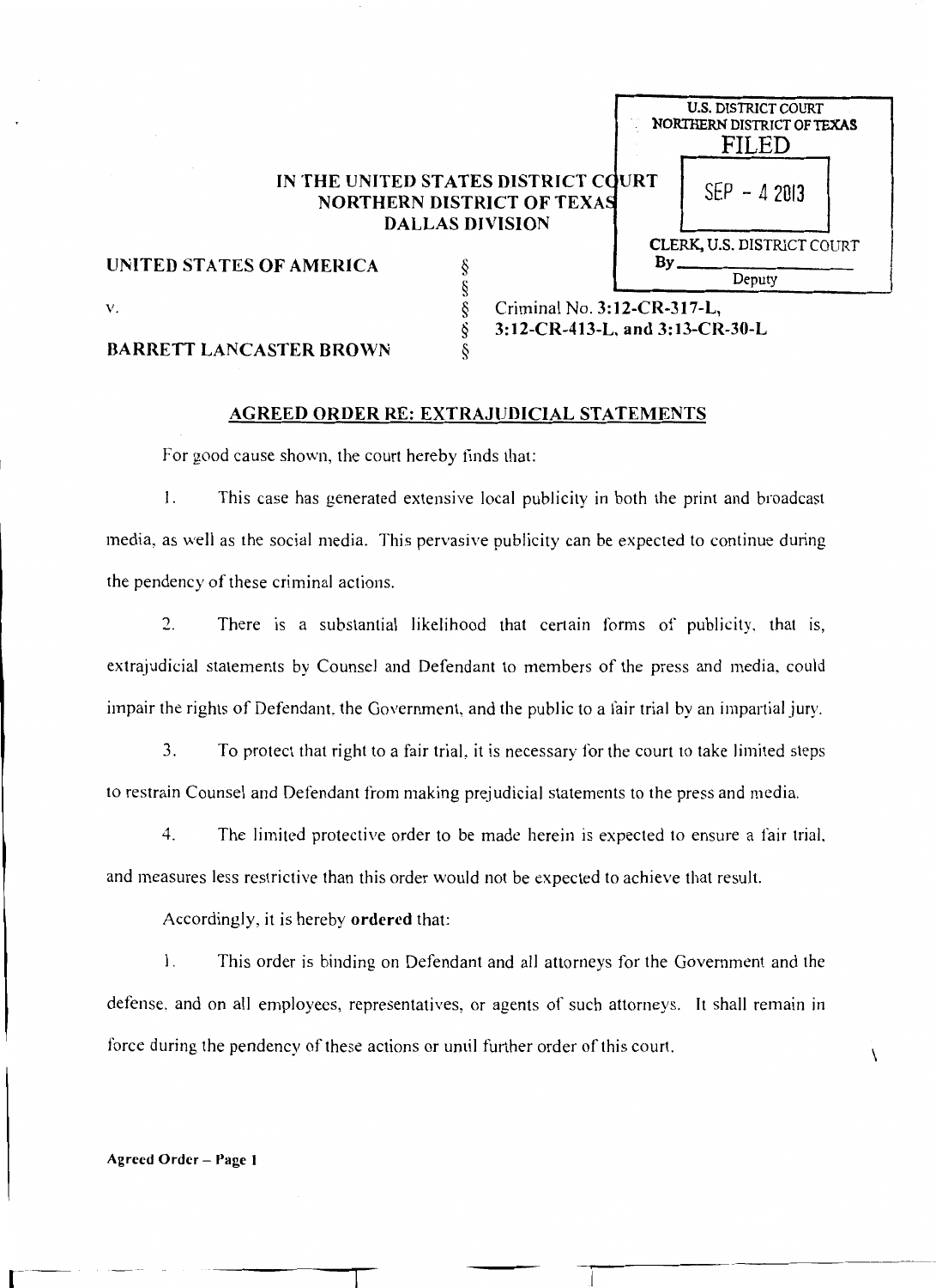U.S. DISTRICT COURT
NORTHERN DISTRICT OF TEXAS
FILED

SEP - 4 2013

CLERK, U.S. DISTRICT COURT
By ____________
Deputy

**IN THE UNITED STATES DISTRICT COURT**
**NORTHERN DISTRICT OF TEXAS**
**DALLAS DIVISION**

| | | |
|---|---|---|
| **UNITED STATES OF AMERICA** | § | |
| | § | |
| v. | § | Criminal No. **3:12-CR-317-L,** |
| | § | **3:12-CR-413-L, and 3:13-CR-30-L** |
| **BARRETT LANCASTER BROWN** | § | |

## AGREED ORDER RE: EXTRAJUDICIAL STATEMENTS

For good cause shown, the court hereby finds that:

1. This case has generated extensive local publicity in both the print and broadcast media, as well as the social media. This pervasive publicity can be expected to continue during the pendency of these criminal actions.

2. There is a substantial likelihood that certain forms of publicity, that is, extrajudicial statements by Counsel and Defendant to members of the press and media, could impair the rights of Defendant, the Government, and the public to a fair trial by an impartial jury.

3. To protect that right to a fair trial, it is necessary for the court to take limited steps to restrain Counsel and Defendant from making prejudicial statements to the press and media.

4. The limited protective order to be made herein is expected to ensure a fair trial, and measures less restrictive than this order would not be expected to achieve that result.

Accordingly, it is hereby **ordered** that:

1. This order is binding on Defendant and all attorneys for the Government and the defense, and on all employees, representatives, or agents of such attorneys. It shall remain in force during the pendency of these actions or until further order of this court.

**Agreed Order – Page 1**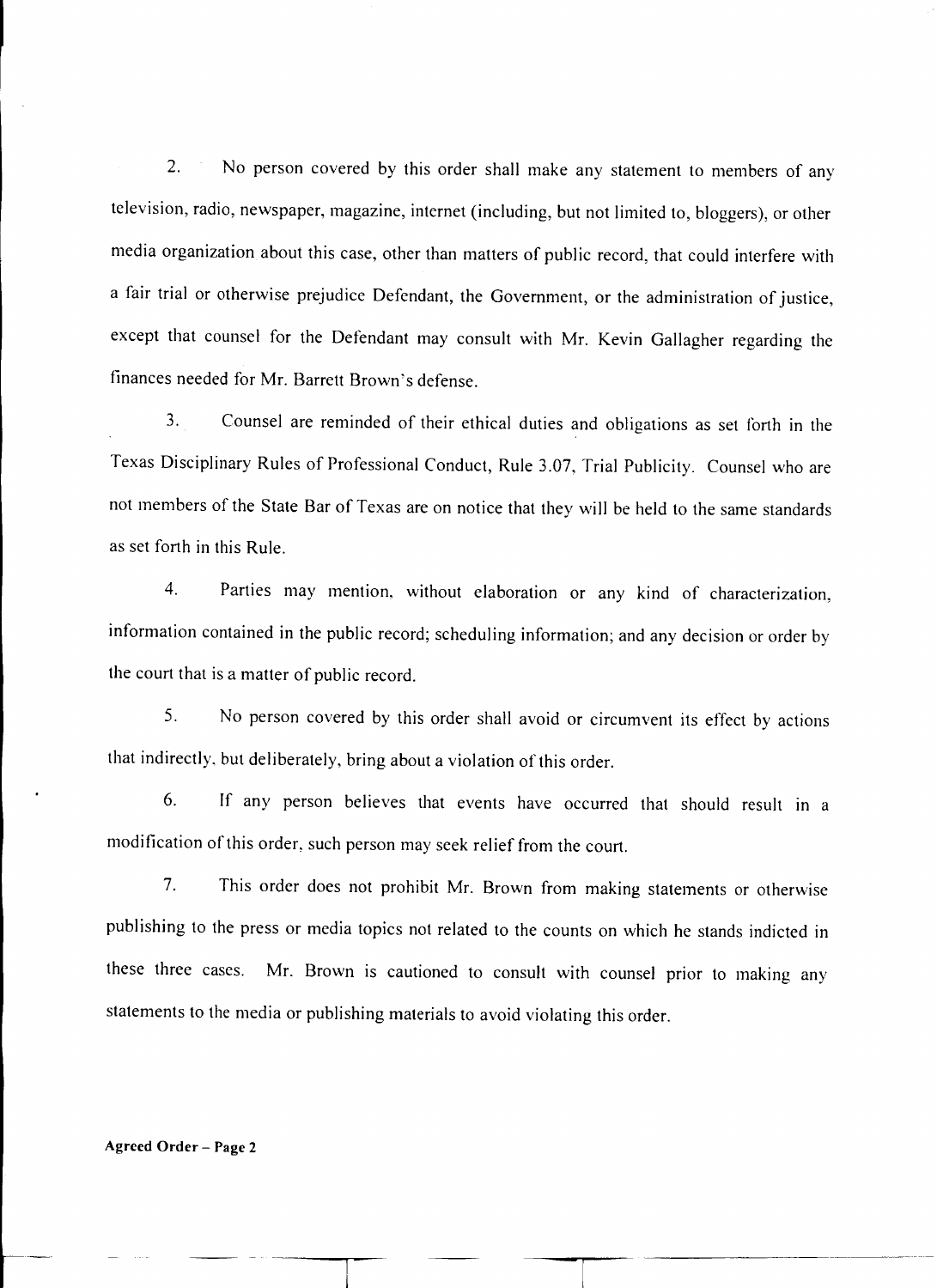2. No person covered by this order shall make any statement to members of any television, radio, newspaper, magazine, internet (including, but not limited to, bloggers), or other media organization about this case, other than matters of public record, that could interfere with a fair trial or otherwise prejudice Defendant, the Government, or the administration of justice, except that counsel for the Defendant may consult with Mr. Kevin Gallagher regarding the finances needed for Mr. Barrett Brown's defense.

3. Counsel are reminded of their ethical duties and obligations as set forth in the Texas Disciplinary Rules of Professional Conduct, Rule 3.07, Trial Publicity. Counsel who are not members of the State Bar of Texas are on notice that they will be held to the same standards as set forth in this Rule.

4. Parties may mention, without elaboration or any kind of characterization, information contained in the public record; scheduling information; and any decision or order by the court that is a matter of public record.

5. No person covered by this order shall avoid or circumvent its effect by actions that indirectly, but deliberately, bring about a violation of this order.

6. If any person believes that events have occurred that should result in a modification of this order, such person may seek relief from the court.

7. This order does not prohibit Mr. Brown from making statements or otherwise publishing to the press or media topics not related to the counts on which he stands indicted in these three cases. Mr. Brown is cautioned to consult with counsel prior to making any statements to the media or publishing materials to avoid violating this order.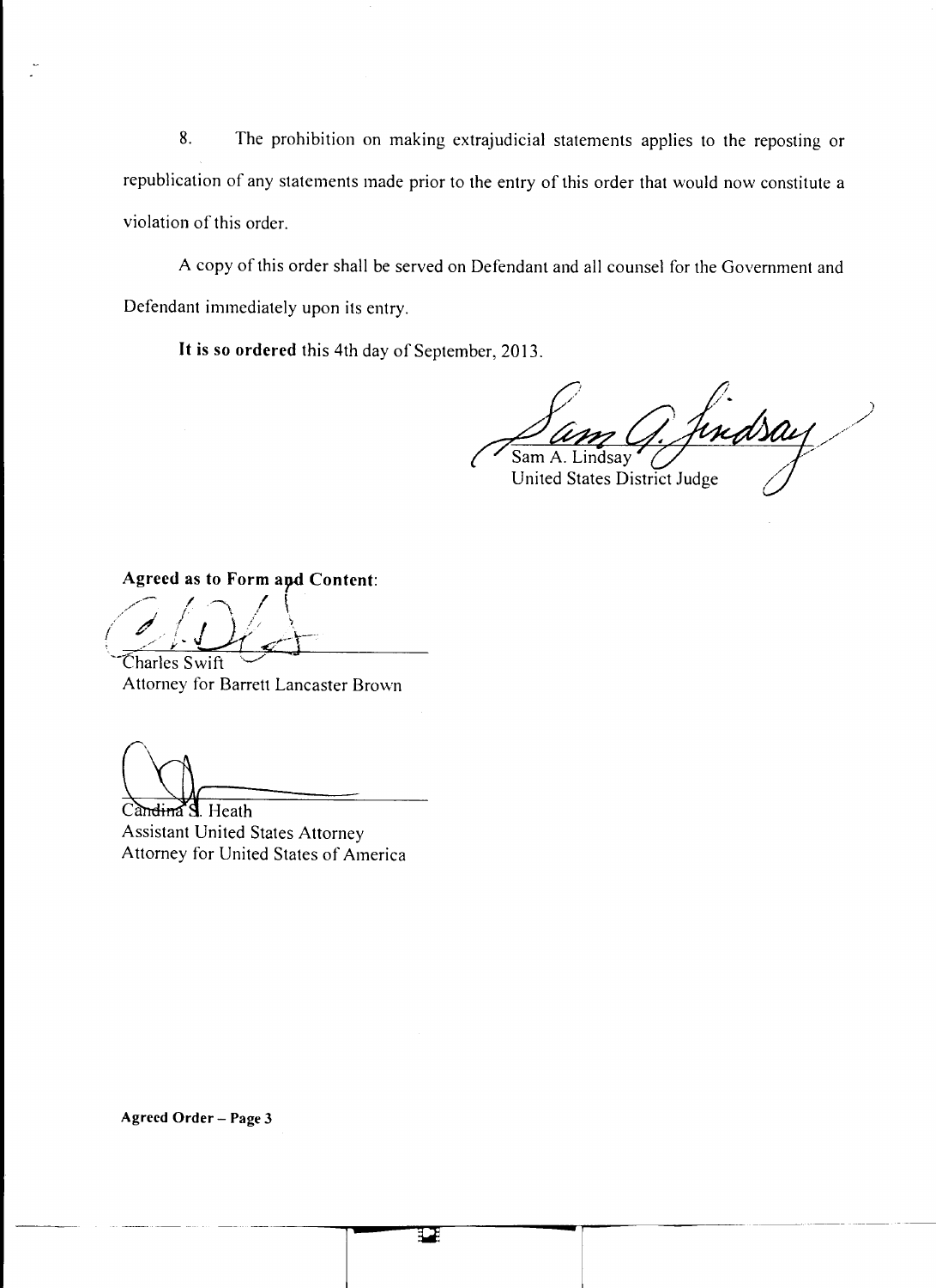8. The prohibition on making extrajudicial statements applies to the reposting or republication of any statements made prior to the entry of this order that would now constitute a violation of this order.

A copy of this order shall be served on Defendant and all counsel for the Government and Defendant immediately upon its entry.

**It is so ordered** this 4th day of September, 2013.

Sam A. Lindsay
United States District Judge

**Agreed as to Form and Content:**

Charles Swift
Attorney for Barrett Lancaster Brown

Candina S. Heath
Assistant United States Attorney
Attorney for United States of America

**Agreed Order – Page 3**